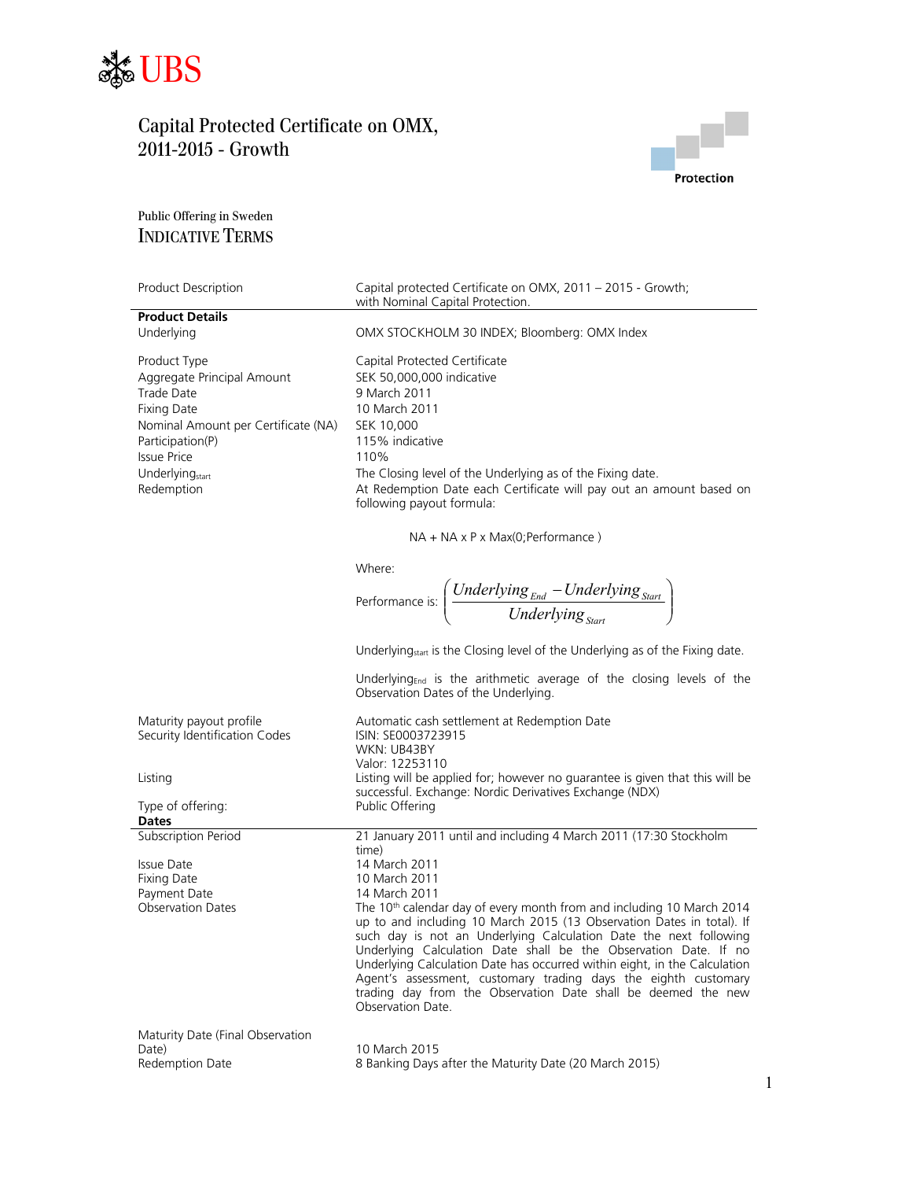UBS

# Capital Protected Certificate on OMX, 2011-2015 - Growth

Protection

Public Offering in Sweden

## INDICATIVE TERMS

| | |
|---|---|
| Product Description | Capital protected Certificate on OMX, 2011 – 2015 - Growth; with Nominal Capital Protection. |
| **Product Details** | |
| Underlying | OMX STOCKHOLM 30 INDEX; Bloomberg: OMX Index |
| Product Type | Capital Protected Certificate |
| Aggregate Principal Amount | SEK 50,000,000 indicative |
| Trade Date | 9 March 2011 |
| Fixing Date | 10 March 2011 |
| Nominal Amount per Certificate (NA) | SEK 10,000 |
| Participation(P) | 115% indicative |
| Issue Price | 110% |
| $\text{Underlying}_{\text{start}}$ | The Closing level of the Underlying as of the Fixing date. |
| Redemption | At Redemption Date each Certificate will pay out an amount based on following payout formula: |

$$NA + NA \times P \times \text{Max}(0;\text{Performance})$$

Where:

$$\text{Performance is: } \left( \frac{Underlying_{End} - Underlying_{Start}}{Underlying_{Start}} \right)$$

$\text{Underlying}_{\text{start}}$ is the Closing level of the Underlying as of the Fixing date.

$\text{Underlying}_{\text{End}}$ is the arithmetic average of the closing levels of the Observation Dates of the Underlying.

| | |
|---|---|
| Maturity payout profile | Automatic cash settlement at Redemption Date |
| Security Identification Codes | ISIN: SE0003723915<br>WKN: UB43BY<br>Valor: 12253110 |
| Listing | Listing will be applied for; however no guarantee is given that this will be successful. Exchange: Nordic Derivatives Exchange (NDX) |
| Type of offering: | Public Offering |
| **Dates** | |
| Subscription Period | 21 January 2011 until and including 4 March 2011 (17:30 Stockholm time) |
| Issue Date | 14 March 2011 |
| Fixing Date | 10 March 2011 |
| Payment Date | 14 March 2011 |
| Observation Dates | The 10th calendar day of every month from and including 10 March 2014 up to and including 10 March 2015 (13 Observation Dates in total). If such day is not an Underlying Calculation Date the next following Underlying Calculation Date shall be the Observation Date. If no Underlying Calculation Date has occurred within eight, in the Calculation Agent's assessment, customary trading days the eighth customary trading day from the Observation Date shall be deemed the new Observation Date. |
| Maturity Date (Final Observation Date) | 10 March 2015 |
| Redemption Date | 8 Banking Days after the Maturity Date (20 March 2015) |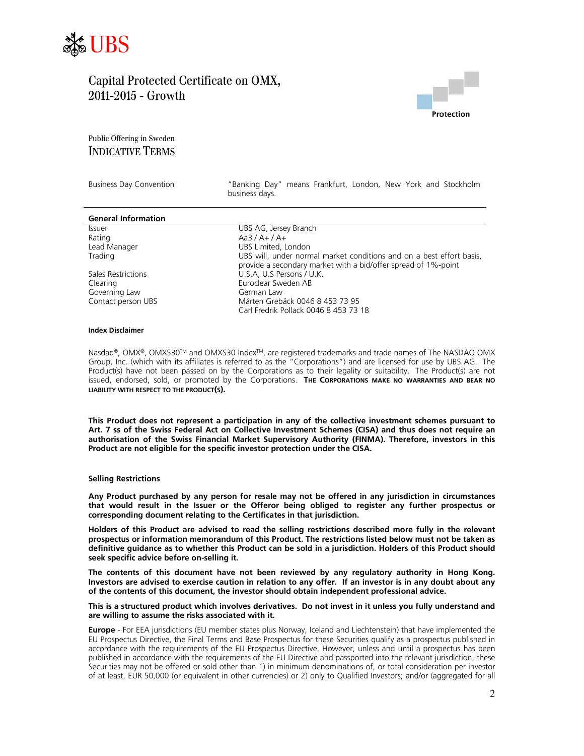# Capital Protected Certificate on OMX, 2011-2015 - Growth

Protection

Public Offering in Sweden

## INDICATIVE TERMS

| Business Day Convention | "Banking Day" means Frankfurt, London, New York and Stockholm business days. |
|---|---|

**General Information**

| | |
|---|---|
| Issuer | UBS AG, Jersey Branch |
| Rating | Aa3 / A+ / A+ |
| Lead Manager | UBS Limited, London |
| Trading | UBS will, under normal market conditions and on a best effort basis, provide a secondary market with a bid/offer spread of 1%-point |
| Sales Restrictions | U.S.A; U.S Persons / U.K. |
| Clearing | Euroclear Sweden AB |
| Governing Law | German Law |
| Contact person UBS | Mårten Grebäck 0046 8 453 73 95<br>Carl Fredrik Pollack 0046 8 453 73 18 |

**Index Disclaimer**

Nasdaq®, OMX®, OMXS30™ and OMXS30 Index™, are registered trademarks and trade names of The NASDAQ OMX Group, Inc. (which with its affiliates is referred to as the "Corporations") and are licensed for use by UBS AG. The Product(s) have not been passed on by the Corporations as to their legality or suitability. The Product(s) are not issued, endorsed, sold, or promoted by the Corporations. **THE CORPORATIONS MAKE NO WARRANTIES AND BEAR NO LIABILITY WITH RESPECT TO THE PRODUCT(S).**

**This Product does not represent a participation in any of the collective investment schemes pursuant to Art. 7 ss of the Swiss Federal Act on Collective Investment Schemes (CISA) and thus does not require an authorisation of the Swiss Financial Market Supervisory Authority (FINMA). Therefore, investors in this Product are not eligible for the specific investor protection under the CISA.**

**Selling Restrictions**

**Any Product purchased by any person for resale may not be offered in any jurisdiction in circumstances that would result in the Issuer or the Offeror being obliged to register any further prospectus or corresponding document relating to the Certificates in that jurisdiction.**

**Holders of this Product are advised to read the selling restrictions described more fully in the relevant prospectus or information memorandum of this Product. The restrictions listed below must not be taken as definitive guidance as to whether this Product can be sold in a jurisdiction. Holders of this Product should seek specific advice before on-selling it.**

**The contents of this document have not been reviewed by any regulatory authority in Hong Kong. Investors are advised to exercise caution in relation to any offer. If an investor is in any doubt about any of the contents of this document, the investor should obtain independent professional advice.**

**This is a structured product which involves derivatives. Do not invest in it unless you fully understand and are willing to assume the risks associated with it.**

**Europe** - For EEA jurisdictions (EU member states plus Norway, Iceland and Liechtenstein) that have implemented the EU Prospectus Directive, the Final Terms and Base Prospectus for these Securities qualify as a prospectus published in accordance with the requirements of the EU Prospectus Directive. However, unless and until a prospectus has been published in accordance with the requirements of the EU Directive and passported into the relevant jurisdiction, these Securities may not be offered or sold other than 1) in minimum denominations of, or total consideration per investor of at least, EUR 50,000 (or equivalent in other currencies) or 2) only to Qualified Investors; and/or (aggregated for all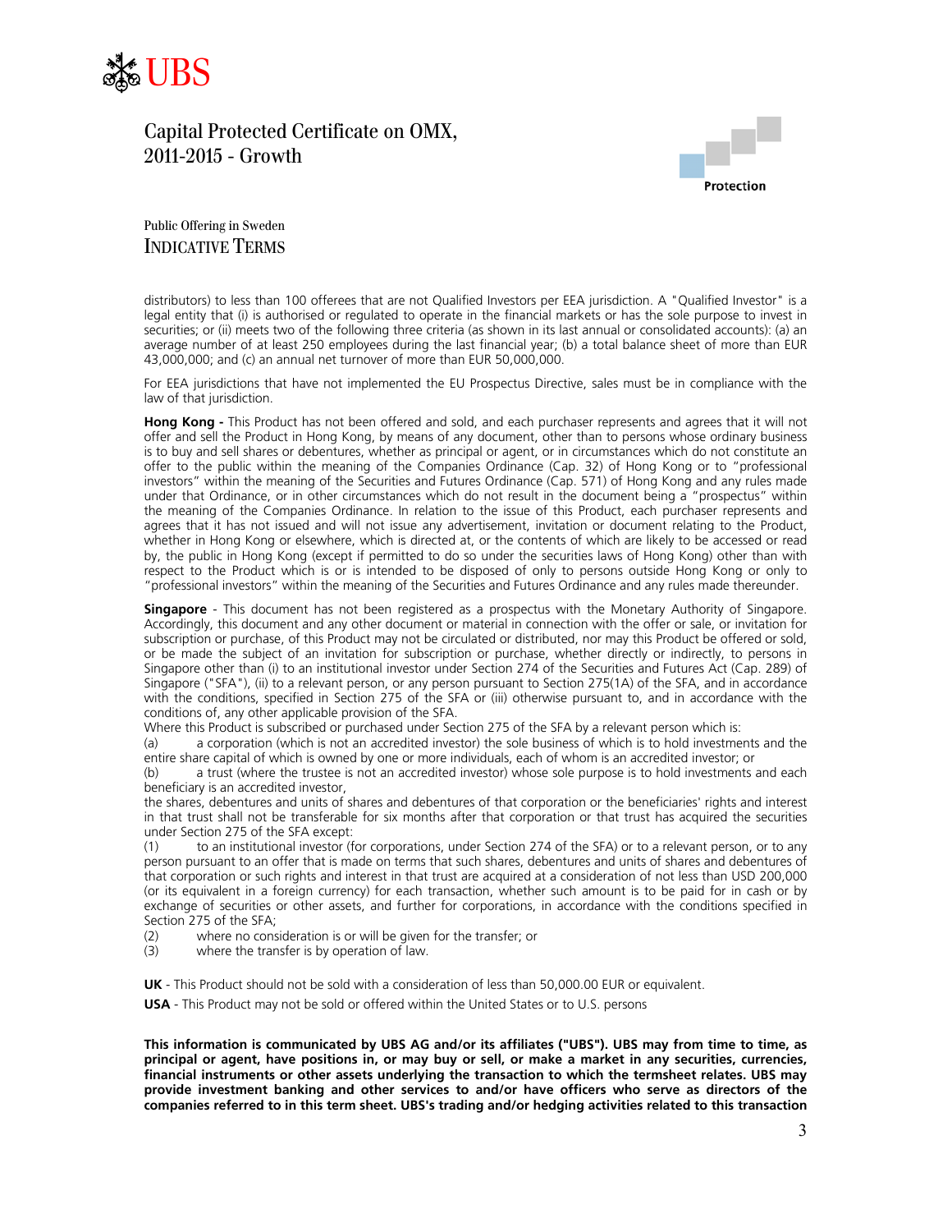distributors) to less than 100 offerees that are not Qualified Investors per EEA jurisdiction. A "Qualified Investor" is a legal entity that (i) is authorised or regulated to operate in the financial markets or has the sole purpose to invest in securities; or (ii) meets two of the following three criteria (as shown in its last annual or consolidated accounts): (a) an average number of at least 250 employees during the last financial year; (b) a total balance sheet of more than EUR 43,000,000; and (c) an annual net turnover of more than EUR 50,000,000.

For EEA jurisdictions that have not implemented the EU Prospectus Directive, sales must be in compliance with the law of that jurisdiction.

**Hong Kong -** This Product has not been offered and sold, and each purchaser represents and agrees that it will not offer and sell the Product in Hong Kong, by means of any document, other than to persons whose ordinary business is to buy and sell shares or debentures, whether as principal or agent, or in circumstances which do not constitute an offer to the public within the meaning of the Companies Ordinance (Cap. 32) of Hong Kong or to "professional investors" within the meaning of the Securities and Futures Ordinance (Cap. 571) of Hong Kong and any rules made under that Ordinance, or in other circumstances which do not result in the document being a "prospectus" within the meaning of the Companies Ordinance. In relation to the issue of this Product, each purchaser represents and agrees that it has not issued and will not issue any advertisement, invitation or document relating to the Product, whether in Hong Kong or elsewhere, which is directed at, or the contents of which are likely to be accessed or read by, the public in Hong Kong (except if permitted to do so under the securities laws of Hong Kong) other than with respect to the Product which is or is intended to be disposed of only to persons outside Hong Kong or only to "professional investors" within the meaning of the Securities and Futures Ordinance and any rules made thereunder.

**Singapore** - This document has not been registered as a prospectus with the Monetary Authority of Singapore. Accordingly, this document and any other document or material in connection with the offer or sale, or invitation for subscription or purchase, of this Product may not be circulated or distributed, nor may this Product be offered or sold, or be made the subject of an invitation for subscription or purchase, whether directly or indirectly, to persons in Singapore other than (i) to an institutional investor under Section 274 of the Securities and Futures Act (Cap. 289) of Singapore ("SFA"), (ii) to a relevant person, or any person pursuant to Section 275(1A) of the SFA, and in accordance with the conditions, specified in Section 275 of the SFA or (iii) otherwise pursuant to, and in accordance with the conditions of, any other applicable provision of the SFA.
Where this Product is subscribed or purchased under Section 275 of the SFA by a relevant person which is:

(a) a corporation (which is not an accredited investor) the sole business of which is to hold investments and the entire share capital of which is owned by one or more individuals, each of whom is an accredited investor; or

(b) a trust (where the trustee is not an accredited investor) whose sole purpose is to hold investments and each beneficiary is an accredited investor,

the shares, debentures and units of shares and debentures of that corporation or the beneficiaries' rights and interest in that trust shall not be transferable for six months after that corporation or that trust has acquired the securities under Section 275 of the SFA except:

(1) to an institutional investor (for corporations, under Section 274 of the SFA) or to a relevant person, or to any person pursuant to an offer that is made on terms that such shares, debentures and units of shares and debentures of that corporation or such rights and interest in that trust are acquired at a consideration of not less than USD 200,000 (or its equivalent in a foreign currency) for each transaction, whether such amount is to be paid for in cash or by exchange of securities or other assets, and further for corporations, in accordance with the conditions specified in Section 275 of the SFA;

(2) where no consideration is or will be given for the transfer; or

(3) where the transfer is by operation of law.

**UK** - This Product should not be sold with a consideration of less than 50,000.00 EUR or equivalent.

**USA** - This Product may not be sold or offered within the United States or to U.S. persons

**This information is communicated by UBS AG and/or its affiliates ("UBS"). UBS may from time to time, as principal or agent, have positions in, or may buy or sell, or make a market in any securities, currencies, financial instruments or other assets underlying the transaction to which the termsheet relates. UBS may provide investment banking and other services to and/or have officers who serve as directors of the companies referred to in this term sheet. UBS's trading and/or hedging activities related to this transaction**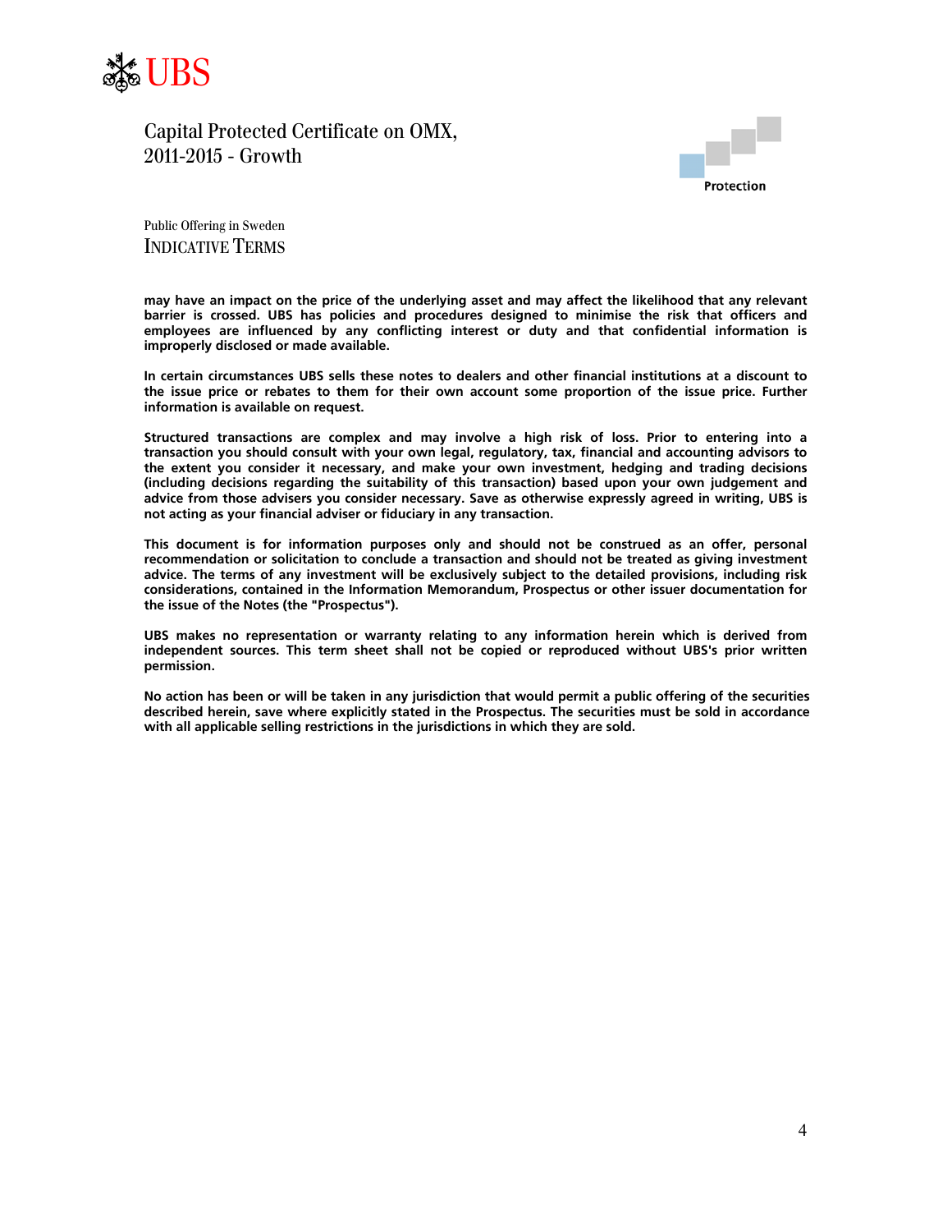**may have an impact on the price of the underlying asset and may affect the likelihood that any relevant barrier is crossed. UBS has policies and procedures designed to minimise the risk that officers and employees are influenced by any conflicting interest or duty and that confidential information is improperly disclosed or made available.**

**In certain circumstances UBS sells these notes to dealers and other financial institutions at a discount to the issue price or rebates to them for their own account some proportion of the issue price. Further information is available on request.**

**Structured transactions are complex and may involve a high risk of loss. Prior to entering into a transaction you should consult with your own legal, regulatory, tax, financial and accounting advisors to the extent you consider it necessary, and make your own investment, hedging and trading decisions (including decisions regarding the suitability of this transaction) based upon your own judgement and advice from those advisers you consider necessary. Save as otherwise expressly agreed in writing, UBS is not acting as your financial adviser or fiduciary in any transaction.**

**This document is for information purposes only and should not be construed as an offer, personal recommendation or solicitation to conclude a transaction and should not be treated as giving investment advice. The terms of any investment will be exclusively subject to the detailed provisions, including risk considerations, contained in the Information Memorandum, Prospectus or other issuer documentation for the issue of the Notes (the "Prospectus").**

**UBS makes no representation or warranty relating to any information herein which is derived from independent sources. This term sheet shall not be copied or reproduced without UBS's prior written permission.**

**No action has been or will be taken in any jurisdiction that would permit a public offering of the securities described herein, save where explicitly stated in the Prospectus. The securities must be sold in accordance with all applicable selling restrictions in the jurisdictions in which they are sold.**